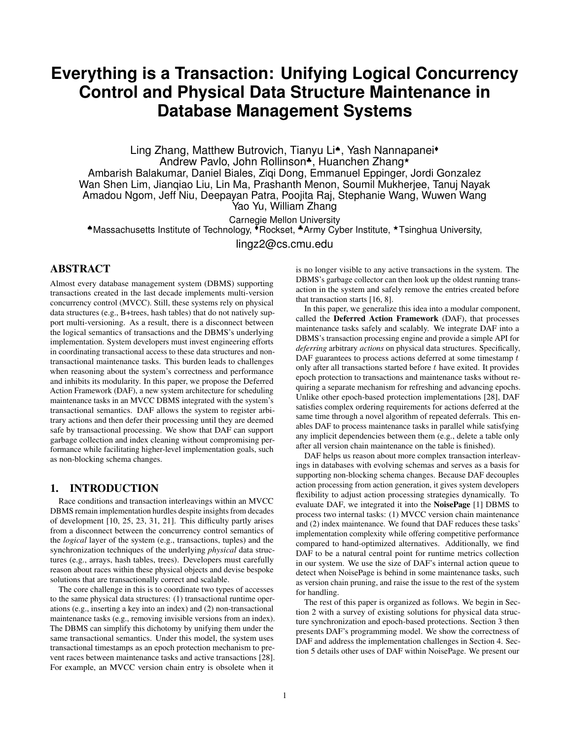# Everything is a Transaction: Unifying Logical Concurrency Control and Physical Data Structure Maintenance in Database Management Systems

Ling Zhang, Matthew Butrovich, Tianyu Li[♠], Yash Nannapanei[♦]
Andrew Pavlo, John Rollinson[♣], Huanchen Zhang[⋆]
Ambarish Balakumar, Daniel Biales, Ziqi Dong, Emmanuel Eppinger, Jordi Gonzalez
Wan Shen Lim, Jianqiao Liu, Lin Ma, Prashanth Menon, Soumil Mukherjee, Tanuj Nayak
Amadou Ngom, Jeff Niu, Deepayan Patra, Poojita Raj, Stephanie Wang, Wuwen Wang
Yao Yu, William Zhang

Carnegie Mellon University
[♠]Massachusetts Institute of Technology, [♦]Rockset, [♣]Army Cyber Institute, [⋆]Tsinghua University,
lingz2@cs.cmu.edu

## ABSTRACT

Almost every database management system (DBMS) supporting transactions created in the last decade implements multi-version concurrency control (MVCC). Still, these systems rely on physical data structures (e.g., B+trees, hash tables) that do not natively support multi-versioning. As a result, there is a disconnect between the logical semantics of transactions and the DBMS's underlying implementation. System developers must invest engineering efforts in coordinating transactional access to these data structures and non-transactional maintenance tasks. This burden leads to challenges when reasoning about the system's correctness and performance and inhibits its modularity. In this paper, we propose the Deferred Action Framework (DAF), a new system architecture for scheduling maintenance tasks in an MVCC DBMS integrated with the system's transactional semantics. DAF allows the system to register arbitrary actions and then defer their processing until they are deemed safe by transactional processing. We show that DAF can support garbage collection and index cleaning without compromising performance while facilitating higher-level implementation goals, such as non-blocking schema changes.

## 1. INTRODUCTION

Race conditions and transaction interleavings within an MVCC DBMS remain implementation hurdles despite insights from decades of development [10, 25, 23, 31, 21]. This difficulty partly arises from a disconnect between the concurrency control semantics of the *logical* layer of the system (e.g., transactions, tuples) and the synchronization techniques of the underlying *physical* data structures (e.g., arrays, hash tables, trees). Developers must carefully reason about races within these physical objects and devise bespoke solutions that are transactionally correct and scalable.

The core challenge in this is to coordinate two types of accesses to the same physical data structures: (1) transactional runtime operations (e.g., inserting a key into an index) and (2) non-transactional maintenance tasks (e.g., removing invisible versions from an index). The DBMS can simplify this dichotomy by unifying them under the same transactional semantics. Under this model, the system uses transactional timestamps as an epoch protection mechanism to prevent races between maintenance tasks and active transactions [28]. For example, an MVCC version chain entry is obsolete when it is no longer visible to any active transactions in the system. The DBMS's garbage collector can then look up the oldest running transaction in the system and safely remove the entries created before that transaction starts [16, 8].

In this paper, we generalize this idea into a modular component, called the **Deferred Action Framework** (DAF), that processes maintenance tasks safely and scalably. We integrate DAF into a DBMS's transaction processing engine and provide a simple API for *deferring* arbitrary *actions* on physical data structures. Specifically, DAF guarantees to process actions deferred at some timestamp $t$ only after all transactions started before $t$ have exited. It provides epoch protection to transactions and maintenance tasks without requiring a separate mechanism for refreshing and advancing epochs. Unlike other epoch-based protection implementations [28], DAF satisfies complex ordering requirements for actions deferred at the same time through a novel algorithm of repeated deferrals. This enables DAF to process maintenance tasks in parallel while satisfying any implicit dependencies between them (e.g., delete a table only after all version chain maintenance on the table is finished).

DAF helps us reason about more complex transaction interleavings in databases with evolving schemas and serves as a basis for supporting non-blocking schema changes. Because DAF decouples action processing from action generation, it gives system developers flexibility to adjust action processing strategies dynamically. To evaluate DAF, we integrated it into the **NoisePage** [1] DBMS to process two internal tasks: (1) MVCC version chain maintenance and (2) index maintenance. We found that DAF reduces these tasks' implementation complexity while offering competitive performance compared to hand-optimized alternatives. Additionally, we find DAF to be a natural central point for runtime metrics collection in our system. We use the size of DAF's internal action queue to detect when NoisePage is behind in some maintenance tasks, such as version chain pruning, and raise the issue to the rest of the system for handling.

The rest of this paper is organized as follows. We begin in Section 2 with a survey of existing solutions for physical data structure synchronization and epoch-based protections. Section 3 then presents DAF's programming model. We show the correctness of DAF and address the implementation challenges in Section 4. Section 5 details other uses of DAF within NoisePage. We present our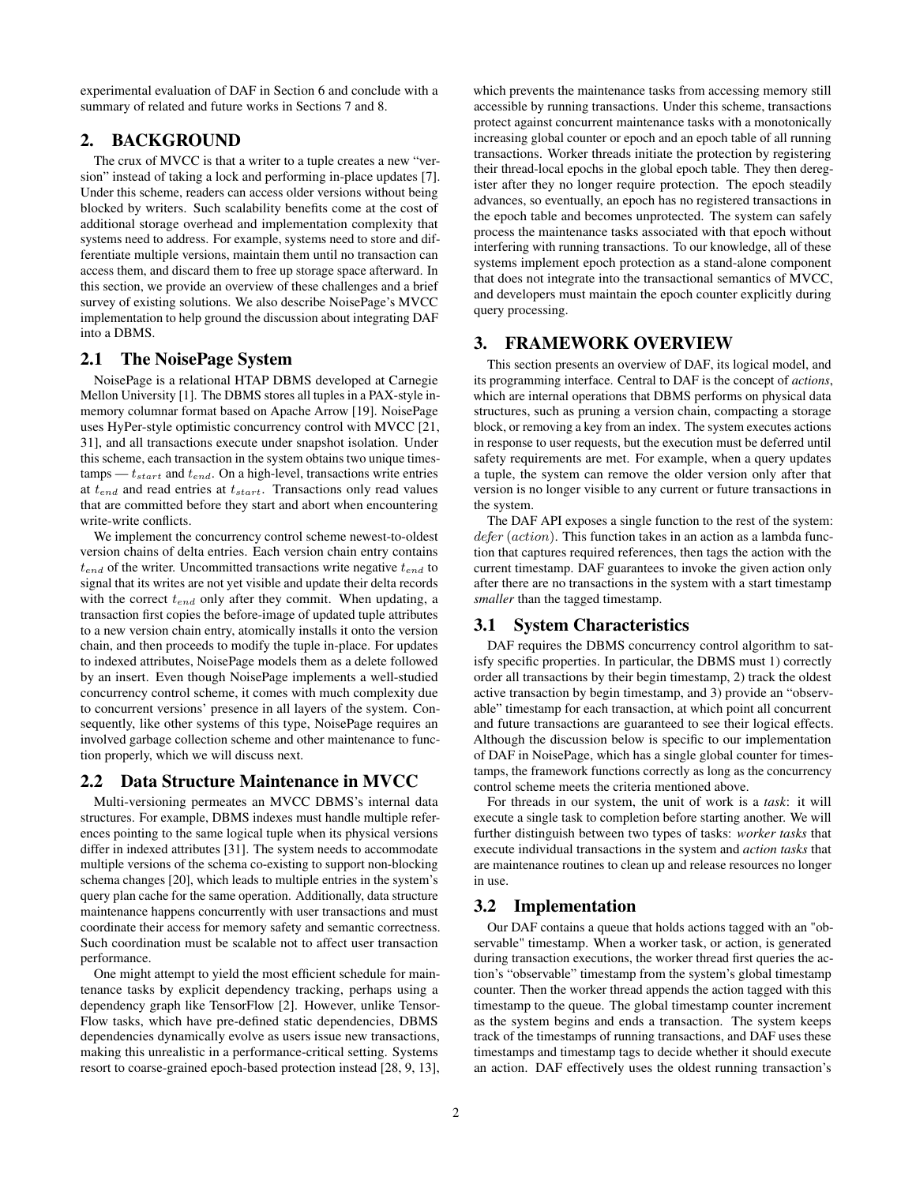experimental evaluation of DAF in Section 6 and conclude with a summary of related and future works in Sections 7 and 8.

## 2. BACKGROUND

The crux of MVCC is that a writer to a tuple creates a new "version" instead of taking a lock and performing in-place updates [7]. Under this scheme, readers can access older versions without being blocked by writers. Such scalability benefits come at the cost of additional storage overhead and implementation complexity that systems need to address. For example, systems need to store and differentiate multiple versions, maintain them until no transaction can access them, and discard them to free up storage space afterward. In this section, we provide an overview of these challenges and a brief survey of existing solutions. We also describe NoisePage's MVCC implementation to help ground the discussion about integrating DAF into a DBMS.

### 2.1 The NoisePage System

NoisePage is a relational HTAP DBMS developed at Carnegie Mellon University [1]. The DBMS stores all tuples in a PAX-style in-memory columnar format based on Apache Arrow [19]. NoisePage uses HyPer-style optimistic concurrency control with MVCC [21, 31], and all transactions execute under snapshot isolation. Under this scheme, each transaction in the system obtains two unique timestamps — $t_{start}$ and $t_{end}$. On a high-level, transactions write entries at $t_{end}$ and read entries at $t_{start}$. Transactions only read values that are committed before they start and abort when encountering write-write conflicts.

We implement the concurrency control scheme newest-to-oldest version chains of delta entries. Each version chain entry contains $t_{end}$ of the writer. Uncommitted transactions write negative $t_{end}$ to signal that its writes are not yet visible and update their delta records with the correct $t_{end}$ only after they commit. When updating, a transaction first copies the before-image of updated tuple attributes to a new version chain entry, atomically installs it onto the version chain, and then proceeds to modify the tuple in-place. For updates to indexed attributes, NoisePage models them as a delete followed by an insert. Even though NoisePage implements a well-studied concurrency control scheme, it comes with much complexity due to concurrent versions' presence in all layers of the system. Consequently, like other systems of this type, NoisePage requires an involved garbage collection scheme and other maintenance to function properly, which we will discuss next.

### 2.2 Data Structure Maintenance in MVCC

Multi-versioning permeates an MVCC DBMS's internal data structures. For example, DBMS indexes must handle multiple references pointing to the same logical tuple when its physical versions differ in indexed attributes [31]. The system needs to accommodate multiple versions of the schema co-existing to support non-blocking schema changes [20], which leads to multiple entries in the system's query plan cache for the same operation. Additionally, data structure maintenance happens concurrently with user transactions and must coordinate their access for memory safety and semantic correctness. Such coordination must be scalable not to affect user transaction performance.

One might attempt to yield the most efficient schedule for maintenance tasks by explicit dependency tracking, perhaps using a dependency graph like TensorFlow [2]. However, unlike TensorFlow tasks, which have pre-defined static dependencies, DBMS dependencies dynamically evolve as users issue new transactions, making this unrealistic in a performance-critical setting. Systems resort to coarse-grained epoch-based protection instead [28, 9, 13], which prevents the maintenance tasks from accessing memory still accessible by running transactions. Under this scheme, transactions protect against concurrent maintenance tasks with a monotonically increasing global counter or epoch and an epoch table of all running transactions. Worker threads initiate the protection by registering their thread-local epochs in the global epoch table. They then deregister after they no longer require protection. The epoch steadily advances, so eventually, an epoch has no registered transactions in the epoch table and becomes unprotected. The system can safely process the maintenance tasks associated with that epoch without interfering with running transactions. To our knowledge, all of these systems implement epoch protection as a stand-alone component that does not integrate into the transactional semantics of MVCC, and developers must maintain the epoch counter explicitly during query processing.

## 3. FRAMEWORK OVERVIEW

This section presents an overview of DAF, its logical model, and its programming interface. Central to DAF is the concept of *actions*, which are internal operations that DBMS performs on physical data structures, such as pruning a version chain, compacting a storage block, or removing a key from an index. The system executes actions in response to user requests, but the execution must be deferred until safety requirements are met. For example, when a query updates a tuple, the system can remove the older version only after that version is no longer visible to any current or future transactions in the system.

The DAF API exposes a single function to the rest of the system: $defer\ (action)$. This function takes in an action as a lambda function that captures required references, then tags the action with the current timestamp. DAF guarantees to invoke the given action only after there are no transactions in the system with a start timestamp *smaller* than the tagged timestamp.

### 3.1 System Characteristics

DAF requires the DBMS concurrency control algorithm to satisfy specific properties. In particular, the DBMS must 1) correctly order all transactions by their begin timestamp, 2) track the oldest active transaction by begin timestamp, and 3) provide an "observable" timestamp for each transaction, at which point all concurrent and future transactions are guaranteed to see their logical effects. Although the discussion below is specific to our implementation of DAF in NoisePage, which has a single global counter for timestamps, the framework functions correctly as long as the concurrency control scheme meets the criteria mentioned above.

For threads in our system, the unit of work is a *task*: it will execute a single task to completion before starting another. We will further distinguish between two types of tasks: *worker tasks* that execute individual transactions in the system and *action tasks* that are maintenance routines to clean up and release resources no longer in use.

### 3.2 Implementation

Our DAF contains a queue that holds actions tagged with an "observable" timestamp. When a worker task, or action, is generated during transaction executions, the worker thread first queries the action's "observable" timestamp from the system's global timestamp counter. Then the worker thread appends the action tagged with this timestamp to the queue. The global timestamp counter increment as the system begins and ends a transaction. The system keeps track of the timestamps of running transactions, and DAF uses these timestamps and timestamp tags to decide whether it should execute an action. DAF effectively uses the oldest running transaction's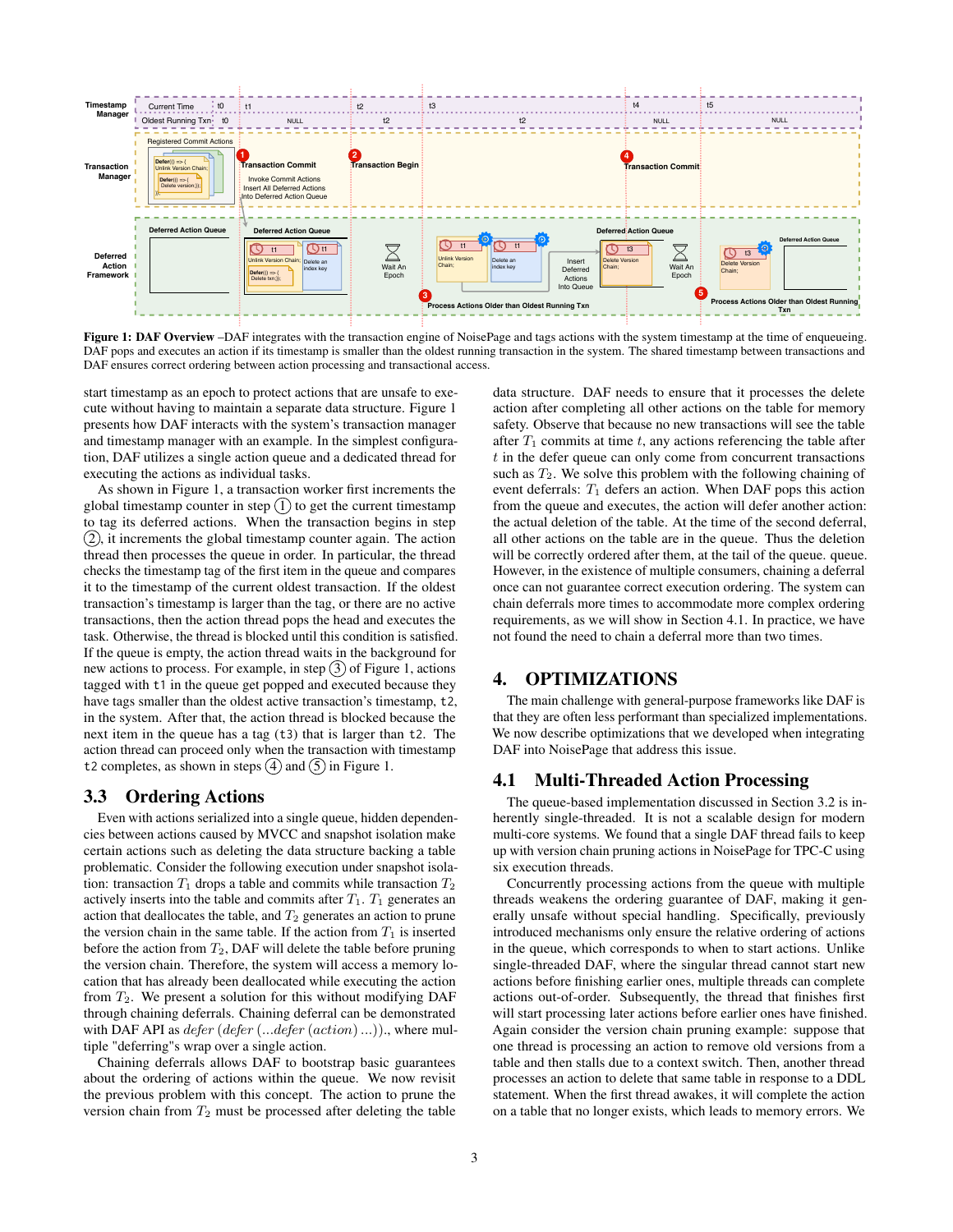**Figure 1: DAF Overview** –DAF integrates with the transaction engine of NoisePage and tags actions with the system timestamp at the time of enqueueing. DAF pops and executes an action if its timestamp is smaller than the oldest running transaction in the system. The shared timestamp between transactions and DAF ensures correct ordering between action processing and transactional access.

start timestamp as an epoch to protect actions that are unsafe to execute without having to maintain a separate data structure. Figure 1 presents how DAF interacts with the system's transaction manager and timestamp manager with an example. In the simplest configuration, DAF utilizes a single action queue and a dedicated thread for executing the actions as individual tasks.

As shown in Figure 1, a transaction worker first increments the global timestamp counter in step (1) to get the current timestamp to tag its deferred actions. When the transaction begins in step (2), it increments the global timestamp counter again. The action thread then processes the queue in order. In particular, the thread checks the timestamp tag of the first item in the queue and compares it to the timestamp of the current oldest transaction. If the oldest transaction's timestamp is larger than the tag, or there are no active transactions, then the action thread pops the head and executes the task. Otherwise, the thread is blocked until this condition is satisfied. If the queue is empty, the action thread waits in the background for new actions to process. For example, in step (3) of Figure 1, actions tagged with `t1` in the queue get popped and executed because they have tags smaller than the oldest active transaction's timestamp, `t2`, in the system. After that, the action thread is blocked because the next item in the queue has a tag (`t3`) that is larger than `t2`. The action thread can proceed only when the transaction with timestamp `t2` completes, as shown in steps (4) and (5) in Figure 1.

## 3.3 Ordering Actions

Even with actions serialized into a single queue, hidden dependencies between actions caused by MVCC and snapshot isolation make certain actions such as deleting the data structure backing a table problematic. Consider the following execution under snapshot isolation: transaction $T_1$ drops a table and commits while transaction $T_2$ actively inserts into the table and commits after $T_1$. $T_1$ generates an action that deallocates the table, and $T_2$ generates an action to prune the version chain in the same table. If the action from $T_1$ is inserted before the action from $T_2$, DAF will delete the table before pruning the version chain. Therefore, the system will access a memory location that has already been deallocated while executing the action from $T_2$. We present a solution for this without modifying DAF through chaining deferrals. Chaining deferral can be demonstrated with DAF API as *defer* (*defer* (...*defer* (*action*) ...))., where multiple "deferring"s wrap over a single action.

Chaining deferrals allows DAF to bootstrap basic guarantees about the ordering of actions within the queue. We now revisit the previous problem with this concept. The action to prune the version chain from $T_2$ must be processed after deleting the table data structure. DAF needs to ensure that it processes the delete action after completing all other actions on the table for memory safety. Observe that because no new transactions will see the table after $T_1$ commits at time $t$, any actions referencing the table after $t$ in the defer queue can only come from concurrent transactions such as $T_2$. We solve this problem with the following chaining of event deferrals: $T_1$ defers an action. When DAF pops this action from the queue and executes, the action will defer another action: the actual deletion of the table. At the time of the second deferral, all other actions on the table are in the queue. Thus the deletion will be correctly ordered after them, at the tail of the queue. queue. However, in the existence of multiple consumers, chaining a deferral once can not guarantee correct execution ordering. The system can chain deferrals more times to accommodate more complex ordering requirements, as we will show in Section 4.1. In practice, we have not found the need to chain a deferral more than two times.

# 4. OPTIMIZATIONS

The main challenge with general-purpose frameworks like DAF is that they are often less performant than specialized implementations. We now describe optimizations that we developed when integrating DAF into NoisePage that address this issue.

## 4.1 Multi-Threaded Action Processing

The queue-based implementation discussed in Section 3.2 is inherently single-threaded. It is not a scalable design for modern multi-core systems. We found that a single DAF thread fails to keep up with version chain pruning actions in NoisePage for TPC-C using six execution threads.

Concurrently processing actions from the queue with multiple threads weakens the ordering guarantee of DAF, making it generally unsafe without special handling. Specifically, previously introduced mechanisms only ensure the relative ordering of actions in the queue, which corresponds to when to start actions. Unlike single-threaded DAF, where the singular thread cannot start new actions before finishing earlier ones, multiple threads can complete actions out-of-order. Subsequently, the thread that finishes first will start processing later actions before earlier ones have finished. Again consider the version chain pruning example: suppose that one thread is processing an action to remove old versions from a table and then stalls due to a context switch. Then, another thread processes an action to delete that same table in response to a DDL statement. When the first thread awakes, it will complete the action on a table that no longer exists, which leads to memory errors. We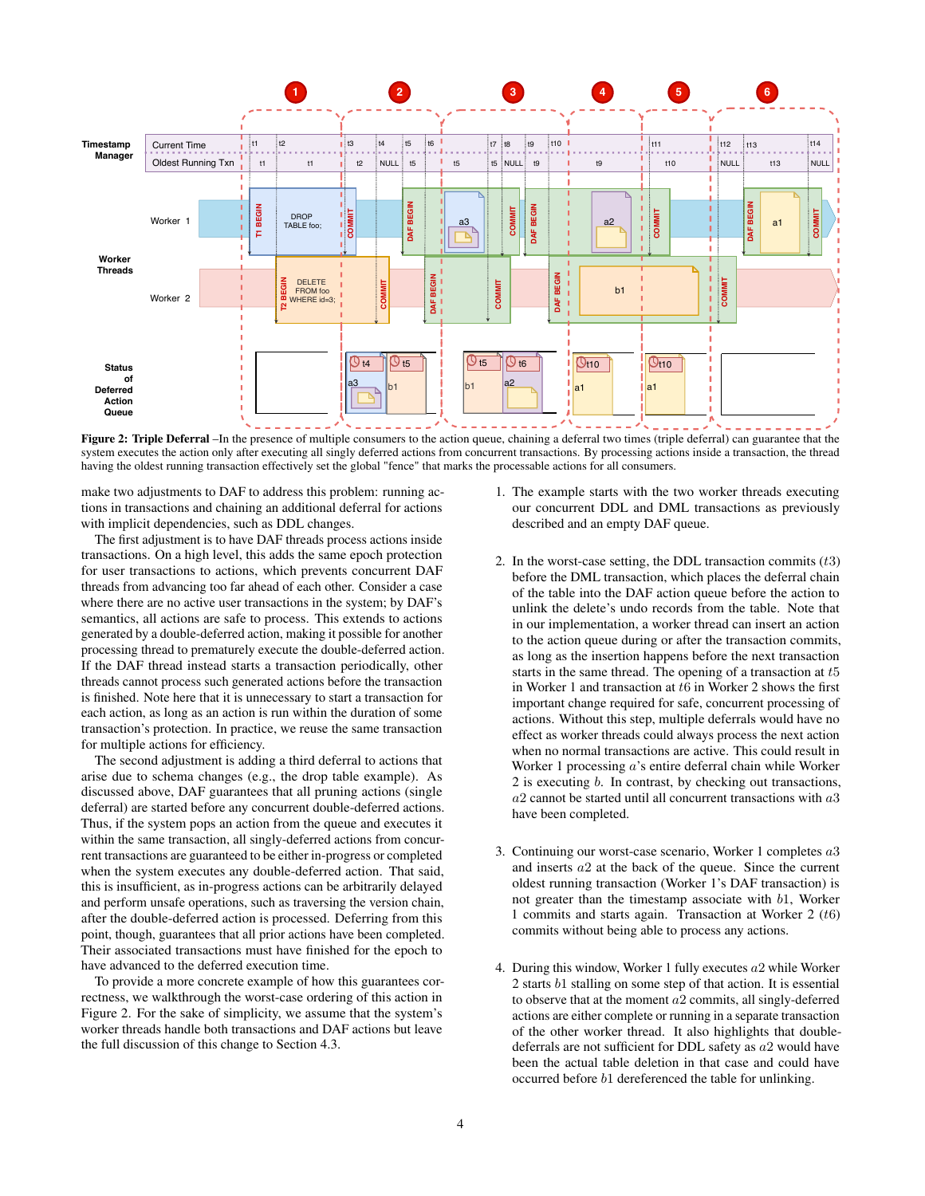**Figure 2: Triple Deferral** –In the presence of multiple consumers to the action queue, chaining a deferral two times (triple deferral) can guarantee that the system executes the action only after executing all singly deferred actions from concurrent transactions. By processing actions inside a transaction, the thread having the oldest running transaction effectively set the global "fence" that marks the processable actions for all consumers.

make two adjustments to DAF to address this problem: running actions in transactions and chaining an additional deferral for actions with implicit dependencies, such as DDL changes.

The first adjustment is to have DAF threads process actions inside transactions. On a high level, this adds the same epoch protection for user transactions to actions, which prevents concurrent DAF threads from advancing too far ahead of each other. Consider a case where there are no active user transactions in the system; by DAF's semantics, all actions are safe to process. This extends to actions generated by a double-deferred action, making it possible for another processing thread to prematurely execute the double-deferred action. If the DAF thread instead starts a transaction periodically, other threads cannot process such generated actions before the transaction is finished. Note here that it is unnecessary to start a transaction for each action, as long as an action is run within the duration of some transaction's protection. In practice, we reuse the same transaction for multiple actions for efficiency.

The second adjustment is adding a third deferral to actions that arise due to schema changes (e.g., the drop table example). As discussed above, DAF guarantees that all pruning actions (single deferral) are started before any concurrent double-deferred actions. Thus, if the system pops an action from the queue and executes it within the same transaction, all singly-deferred actions from concurrent transactions are guaranteed to be either in-progress or completed when the system executes any double-deferred action. That said, this is insufficient, as in-progress actions can be arbitrarily delayed and perform unsafe operations, such as traversing the version chain, after the double-deferred action is processed. Deferring from this point, though, guarantees that all prior actions have been completed. Their associated transactions must have finished for the epoch to have advanced to the deferred execution time.

To provide a more concrete example of how this guarantees correctness, we walkthrough the worst-case ordering of this action in Figure 2. For the sake of simplicity, we assume that the system's worker threads handle both transactions and DAF actions but leave the full discussion of this change to Section 4.3.

1. The example starts with the two worker threads executing our concurrent DDL and DML transactions as previously described and an empty DAF queue.

2. In the worst-case setting, the DDL transaction commits ($t3$) before the DML transaction, which places the deferral chain of the table into the DAF action queue before the action to unlink the delete's undo records from the table. Note that in our implementation, a worker thread can insert an action to the action queue during or after the transaction commits, as long as the insertion happens before the next transaction starts in the same thread. The opening of a transaction at $t5$ in Worker 1 and transaction at $t6$ in Worker 2 shows the first important change required for safe, concurrent processing of actions. Without this step, multiple deferrals would have no effect as worker threads could always process the next action when no normal transactions are active. This could result in Worker 1 processing $a$'s entire deferral chain while Worker 2 is executing $b$. In contrast, by checking out transactions, $a2$ cannot be started until all concurrent transactions with $a3$ have been completed.

3. Continuing our worst-case scenario, Worker 1 completes $a3$ and inserts $a2$ at the back of the queue. Since the current oldest running transaction (Worker 1's DAF transaction) is not greater than the timestamp associated with $b1$, Worker 1 commits and starts again. Transaction at Worker 2 ($t6$) commits without being able to process any actions.

4. During this window, Worker 1 fully executes $a2$ while Worker 2 starts $b1$ stalling on some step of that action. It is essential to observe that at the moment $a2$ commits, all singly-deferred actions are either complete or running in a separate transaction of the other worker thread. It also highlights that double-deferrals are not sufficient for DDL safety as $a2$ would have been the actual table deletion in that case and could have occurred before $b1$ dereferenced the table for unlinking.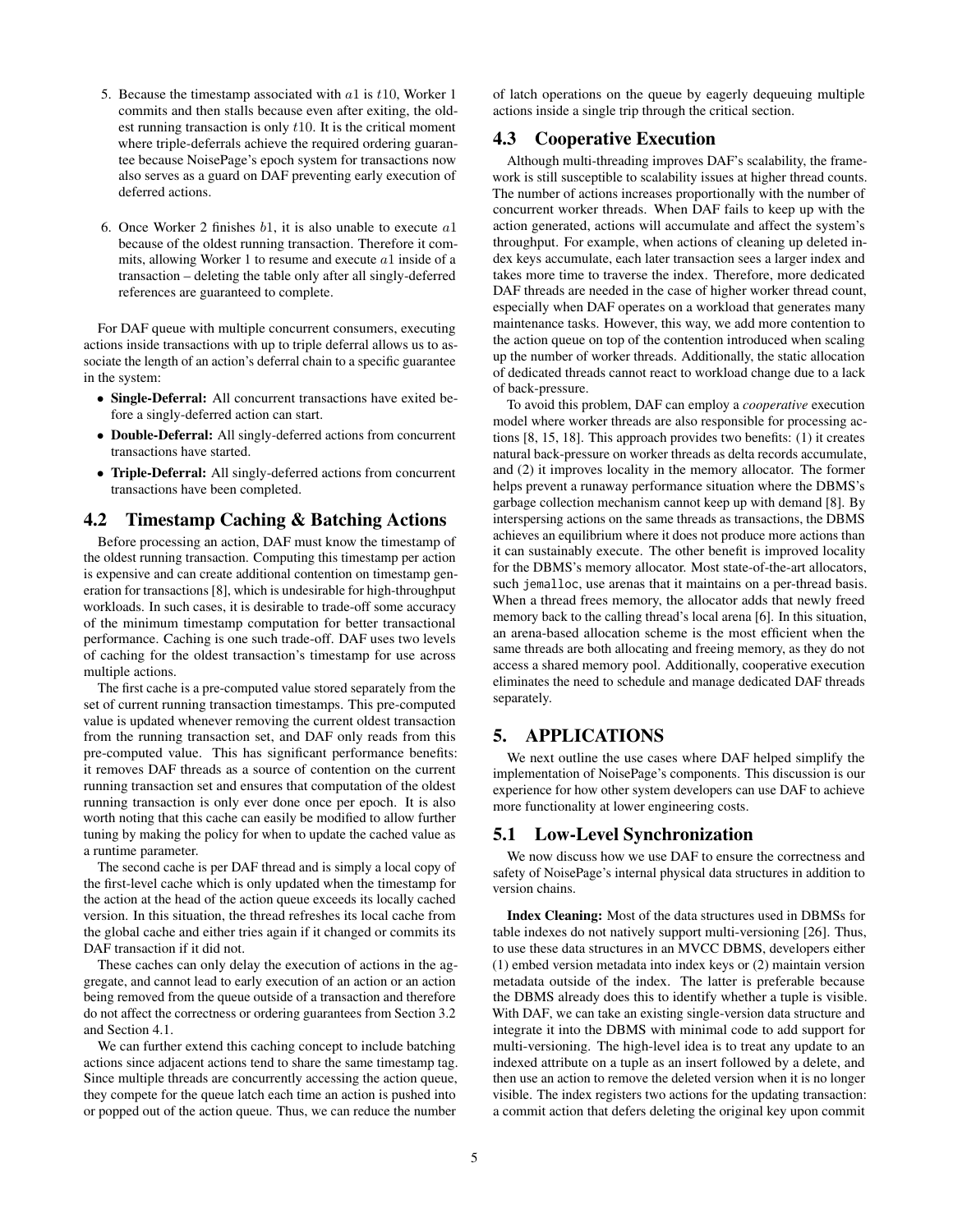5. Because the timestamp associated with $a1$ is $t10$, Worker 1 commits and then stalls because even after exiting, the oldest running transaction is only $t10$. It is the critical moment where triple-deferrals achieve the required ordering guarantee because NoisePage's epoch system for transactions now also serves as a guard on DAF preventing early execution of deferred actions.

6. Once Worker 2 finishes $b1$, it is also unable to execute $a1$ because of the oldest running transaction. Therefore it commits, allowing Worker 1 to resume and execute $a1$ inside of a transaction – deleting the table only after all singly-deferred references are guaranteed to complete.

For DAF queue with multiple concurrent consumers, executing actions inside transactions with up to triple deferral allows us to associate the length of an action's deferral chain to a specific guarantee in the system:

- **Single-Deferral:** All concurrent transactions have exited before a singly-deferred action can start.
- **Double-Deferral:** All singly-deferred actions from concurrent transactions have started.
- **Triple-Deferral:** All singly-deferred actions from concurrent transactions have been completed.

## 4.2 Timestamp Caching & Batching Actions

Before processing an action, DAF must know the timestamp of the oldest running transaction. Computing this timestamp per action is expensive and can create additional contention on timestamp generation for transactions [8], which is undesirable for high-throughput workloads. In such cases, it is desirable to trade-off some accuracy of the minimum timestamp computation for better transactional performance. Caching is one such trade-off. DAF uses two levels of caching for the oldest transaction's timestamp for use across multiple actions.

The first cache is a pre-computed value stored separately from the set of current running transaction timestamps. This pre-computed value is updated whenever removing the current oldest transaction from the running transaction set, and DAF only reads from this pre-computed value. This has significant performance benefits: it removes DAF threads as a source of contention on the current running transaction set and ensures that computation of the oldest running transaction is only ever done once per epoch. It is also worth noting that this cache can easily be modified to allow further tuning by making the policy for when to update the cached value as a runtime parameter.

The second cache is per DAF thread and is simply a local copy of the first-level cache which is only updated when the timestamp for the action at the head of the action queue exceeds its locally cached version. In this situation, the thread refreshes its local cache from the global cache and either tries again if it changed or commits its DAF transaction if it did not.

These caches can only delay the execution of actions in the aggregate, and cannot lead to early execution of an action or an action being removed from the queue outside of a transaction and therefore do not affect the correctness or ordering guarantees from Section 3.2 and Section 4.1.

We can further extend this caching concept to include batching actions since adjacent actions tend to share the same timestamp tag. Since multiple threads are concurrently accessing the action queue, they compete for the queue latch each time an action is pushed into or popped out of the action queue. Thus, we can reduce the number of latch operations on the queue by eagerly dequeuing multiple actions inside a single trip through the critical section.

## 4.3 Cooperative Execution

Although multi-threading improves DAF's scalability, the framework is still susceptible to scalability issues at higher thread counts. The number of actions increases proportionally with the number of concurrent worker threads. When DAF fails to keep up with the action generated, actions will accumulate and affect the system's throughput. For example, when actions of cleaning up deleted index keys accumulate, each later transaction sees a larger index and takes more time to traverse the index. Therefore, more dedicated DAF threads are needed in the case of higher worker thread count, especially when DAF operates on a workload that generates many maintenance tasks. However, this way, we add more contention to the action queue on top of the contention introduced when scaling up the number of worker threads. Additionally, the static allocation of dedicated threads cannot react to workload change due to a lack of back-pressure.

To avoid this problem, DAF can employ a *cooperative* execution model where worker threads are also responsible for processing actions [8, 15, 18]. This approach provides two benefits: (1) it creates natural back-pressure on worker threads as delta records accumulate, and (2) it improves locality in the memory allocator. The former helps prevent a runaway performance situation where the DBMS's garbage collection mechanism cannot keep up with demand [8]. By interspersing actions on the same threads as transactions, the DBMS achieves an equilibrium where it does not produce more actions than it can sustainably execute. The other benefit is improved locality for the DBMS's memory allocator. Most state-of-the-art allocators, such `jemalloc`, use arenas that it maintains on a per-thread basis. When a thread frees memory, the allocator adds that newly freed memory back to the calling thread's local arena [6]. In this situation, an arena-based allocation scheme is the most efficient when the same threads are both allocating and freeing memory, as they do not access a shared memory pool. Additionally, cooperative execution eliminates the need to schedule and manage dedicated DAF threads separately.

# 5. APPLICATIONS

We next outline the use cases where DAF helped simplify the implementation of NoisePage's components. This discussion is our experience for how other system developers can use DAF to achieve more functionality at lower engineering costs.

## 5.1 Low-Level Synchronization

We now discuss how we use DAF to ensure the correctness and safety of NoisePage's internal physical data structures in addition to version chains.

**Index Cleaning:** Most of the data structures used in DBMSs for table indexes do not natively support multi-versioning [26]. Thus, to use these data structures in an MVCC DBMS, developers either (1) embed version metadata into index keys or (2) maintain version metadata outside of the index. The latter is preferable because the DBMS already does this to identify whether a tuple is visible. With DAF, we can take an existing single-version data structure and integrate it into the DBMS with minimal code to add support for multi-versioning. The high-level idea is to treat any update to an indexed attribute on a tuple as an insert followed by a delete, and then use an action to remove the deleted version when it is no longer visible. The index registers two actions for the updating transaction: a commit action that defers deleting the original key upon commit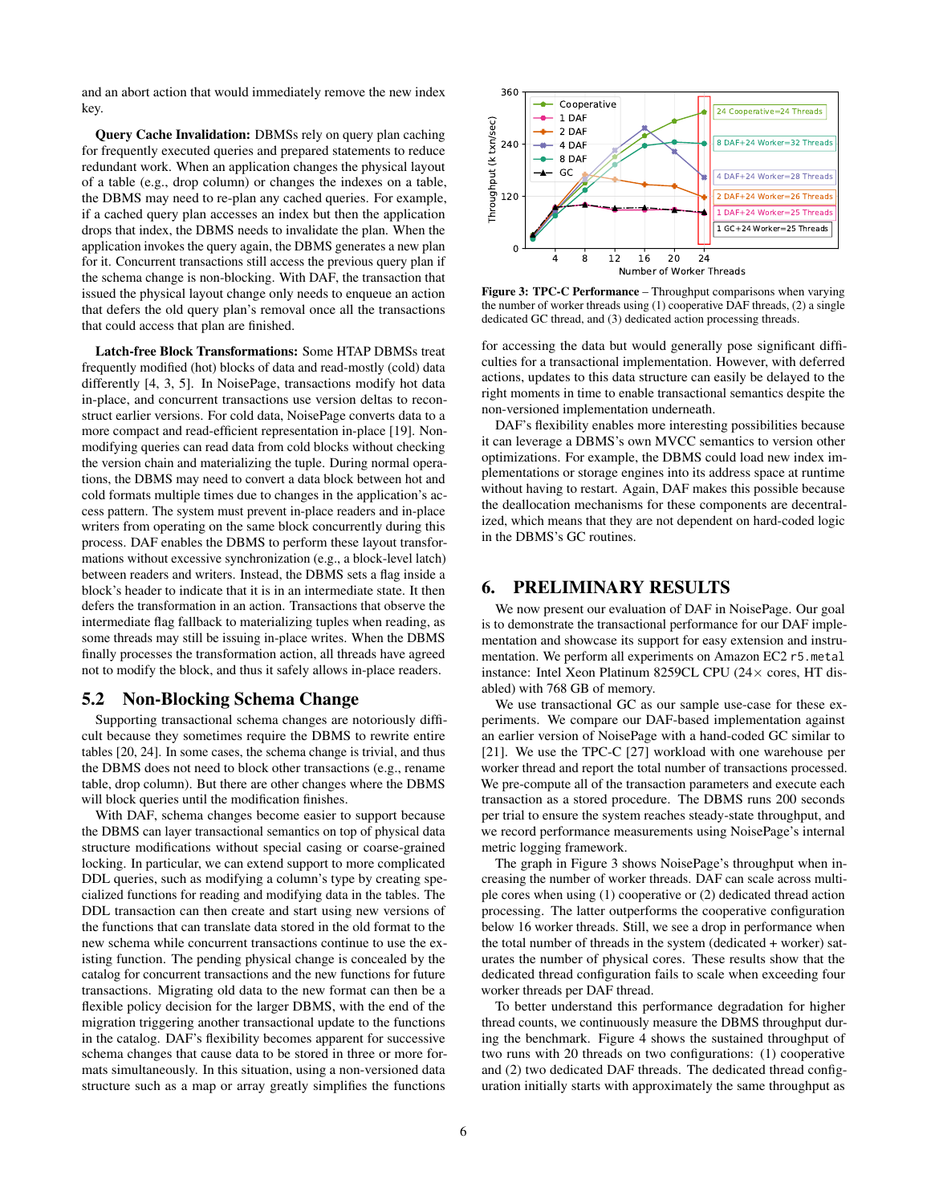and an abort action that would immediately remove the new index key.

**Query Cache Invalidation:** DBMSs rely on query plan caching for frequently executed queries and prepared statements to reduce redundant work. When an application changes the physical layout of a table (e.g., drop column) or changes the indexes on a table, the DBMS may need to re-plan any cached queries. For example, if a cached query plan accesses an index but then the application drops that index, the DBMS needs to invalidate the plan. When the application invokes the query again, the DBMS generates a new plan for it. Concurrent transactions still access the previous query plan if the schema change is non-blocking. With DAF, the transaction that issued the physical layout change only needs to enqueue an action that defers the old query plan's removal once all the transactions that could access that plan are finished.

**Latch-free Block Transformations:** Some HTAP DBMSs treat frequently modified (hot) blocks of data and read-mostly (cold) data differently [4, 3, 5]. In NoisePage, transactions modify hot data in-place, and concurrent transactions use version deltas to reconstruct earlier versions. For cold data, NoisePage converts data to a more compact and read-efficient representation in-place [19]. Non-modifying queries can read data from cold blocks without checking the version chain and materializing the tuple. During normal operations, the DBMS may need to convert a data block between hot and cold formats multiple times due to changes in the application's access pattern. The system must prevent in-place readers and in-place writers from operating on the same block concurrently during this process. DAF enables the DBMS to perform these layout transformations without excessive synchronization (e.g., a block-level latch) between readers and writers. Instead, the DBMS sets a flag inside a block's header to indicate that it is in an intermediate state. It then defers the transformation in an action. Transactions that observe the intermediate flag fallback to materializing tuples when reading, as some threads may still be issuing in-place writes. When the DBMS finally processes the transformation action, all threads have agreed not to modify the block, and thus it safely allows in-place readers.

## 5.2 Non-Blocking Schema Change

Supporting transactional schema changes are notoriously difficult because they sometimes require the DBMS to rewrite entire tables [20, 24]. In some cases, the schema change is trivial, and thus the DBMS does not need to block other transactions (e.g., rename table, drop column). But there are other changes where the DBMS will block queries until the modification finishes.

With DAF, schema changes become easier to support because the DBMS can layer transactional semantics on top of physical data structure modifications without special casing or coarse-grained locking. In particular, we can extend support to more complicated DDL queries, such as modifying a column's type by creating specialized functions for reading and modifying data in the tables. The DDL transaction can then create and start using new versions of the functions that can translate data stored in the old format to the new schema while concurrent transactions continue to use the existing function. The pending physical change is concealed by the catalog for concurrent transactions and the new functions for future transactions. Migrating old data to the new format can then be a flexible policy decision for the larger DBMS, with the end of the migration triggering another transactional update to the functions in the catalog. DAF's flexibility becomes apparent for successive schema changes that cause data to be stored in three or more formats simultaneously. In this situation, using a non-versioned data structure such as a map or array greatly simplifies the functions for accessing the data but would generally pose significant difficulties for a transactional implementation. However, with deferred actions, updates to this data structure can easily be delayed to the right moments in time to enable transactional semantics despite the non-versioned implementation underneath.

DAF's flexibility enables more interesting possibilities because it can leverage a DBMS's own MVCC semantics to version other optimizations. For example, the DBMS could load new index implementations or storage engines into its address space at runtime without having to restart. Again, DAF makes this possible because the deallocation mechanisms for these components are decentralized, which means that they are not dependent on hard-coded logic in the DBMS's GC routines.

**Figure 3: TPC-C Performance** – Throughput comparisons when varying the number of worker threads using (1) cooperative DAF threads, (2) a single dedicated GC thread, and (3) dedicated action processing threads.

# 6. PRELIMINARY RESULTS

We now present our evaluation of DAF in NoisePage. Our goal is to demonstrate the transactional performance for our DAF implementation and showcase its support for easy extension and instrumentation. We perform all experiments on Amazon EC2 `r5.metal` instance: Intel Xeon Platinum 8259CL CPU (24× cores, HT disabled) with 768 GB of memory.

We use transactional GC as our sample use-case for these experiments. We compare our DAF-based implementation against an earlier version of NoisePage with a hand-coded GC similar to [21]. We use the TPC-C [27] workload with one warehouse per worker thread and report the total number of transactions processed. We pre-compute all of the transaction parameters and execute each transaction as a stored procedure. The DBMS runs 200 seconds per trial to ensure the system reaches steady-state throughput, and we record performance measurements using NoisePage's internal metric logging framework.

The graph in Figure 3 shows NoisePage's throughput when increasing the number of worker threads. DAF can scale across multiple cores when using (1) cooperative or (2) dedicated thread action processing. The latter outperforms the cooperative configuration below 16 worker threads. Still, we see a drop in performance when the total number of threads in the system (dedicated + worker) saturates the number of physical cores. These results show that the dedicated thread configuration fails to scale when exceeding four worker threads per DAF thread.

To better understand this performance degradation for higher thread counts, we continuously measure the DBMS throughput during the benchmark. Figure 4 shows the sustained throughput of two runs with 20 threads on two configurations: (1) cooperative and (2) two dedicated DAF threads. The dedicated thread configuration initially starts with approximately the same throughput as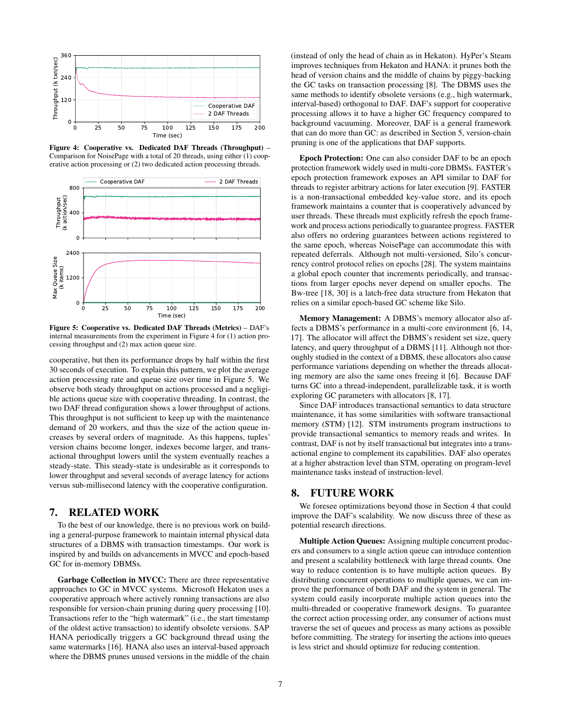**Figure 4: Cooperative vs. Dedicated DAF Threads (Throughput)** – Comparison for NoisePage with a total of 20 threads, using either (1) cooperative action processing or (2) two dedicated action processing threads.

**Figure 5: Cooperative vs. Dedicated DAF Threads (Metrics)** – DAF's internal measurements from the experiment in Figure 4 for (1) action processing throughput and (2) max action queue size.

cooperative, but then its performance drops by half within the first 30 seconds of execution. To explain this pattern, we plot the average action processing rate and queue size over time in Figure 5. We observe both steady throughput on actions processed and a negligible actions queue size with cooperative threading. In contrast, the two DAF thread configuration shows a lower throughput of actions. This throughput is not sufficient to keep up with the maintenance demand of 20 workers, and thus the size of the action queue increases by several orders of magnitude. As this happens, tuples' version chains become longer, indexes become larger, and transactional throughput lowers until the system eventually reaches a steady-state. This steady-state is undesirable as it corresponds to lower throughput and several seconds of average latency for actions versus sub-millisecond latency with the cooperative configuration.

## 7. RELATED WORK

To the best of our knowledge, there is no previous work on building a general-purpose framework to maintain internal physical data structures of a DBMS with transaction timestamps. Our work is inspired by and builds on advancements in MVCC and epoch-based GC for in-memory DBMSs.

**Garbage Collection in MVCC:** There are three representative approaches to GC in MVCC systems. Microsoft Hekaton uses a cooperative approach where actively running transactions are also responsible for version-chain pruning during query processing [10]. Transactions refer to the "high watermark" (i.e., the start timestamp of the oldest active transaction) to identify obsolete versions. SAP HANA periodically triggers a GC background thread using the same watermarks [16]. HANA also uses an interval-based approach where the DBMS prunes unused versions in the middle of the chain (instead of only the head of chain as in Hekaton). HyPer's Steam improves techniques from Hekaton and HANA: it prunes both the head of version chains and the middle of chains by piggy-backing the GC tasks on transaction processing [8]. The DBMS uses the same methods to identify obsolete versions (e.g., high watermark, interval-based) orthogonal to DAF. DAF's support for cooperative processing allows it to have a higher GC frequency compared to background vacuuming. Moreover, DAF is a general framework that can do more than GC: as described in Section 5, version-chain pruning is one of the applications that DAF supports.

**Epoch Protection:** One can also consider DAF to be an epoch protection framework widely used in multi-core DBMSs. FASTER's epoch protection framework exposes an API similar to DAF for threads to register arbitrary actions for later execution [9]. FASTER is a non-transactional embedded key-value store, and its epoch framework maintains a counter that is cooperatively advanced by user threads. These threads must explicitly refresh the epoch framework and process actions periodically to guarantee progress. FASTER also offers no ordering guarantees between actions registered to the same epoch, whereas NoisePage can accommodate this with repeated deferrals. Although not multi-versioned, Silo's concurrency control protocol relies on epochs [28]. The system maintains a global epoch counter that increments periodically, and transactions from larger epochs never depend on smaller epochs. The Bw-tree [18, 30] is a latch-free data structure from Hekaton that relies on a similar epoch-based GC scheme like Silo.

**Memory Management:** A DBMS's memory allocator also affects a DBMS's performance in a multi-core environment [6, 14, 17]. The allocator will affect the DBMS's resident set size, query latency, and query throughput of a DBMS [11]. Although not thoroughly studied in the context of a DBMS, these allocators also cause performance variations depending on whether the threads allocating memory are also the same ones freeing it [6]. Because DAF turns GC into a thread-independent, parallelizable task, it is worth exploring GC parameters with allocators [8, 17].

Since DAF introduces transactional semantics to data structure maintenance, it has some similarities with software transactional memory (STM) [12]. STM instruments program instructions to provide transactional semantics to memory reads and writes. In contrast, DAF is not by itself transactional but integrates into a transactional engine to complement its capabilities. DAF also operates at a higher abstraction level than STM, operating on program-level maintenance tasks instead of instruction-level.

## 8. FUTURE WORK

We foresee optimizations beyond those in Section 4 that could improve the DAF's scalability. We now discuss three of these as potential research directions.

**Multiple Action Queues:** Assigning multiple concurrent producers and consumers to a single action queue can introduce contention and present a scalability bottleneck with large thread counts. One way to reduce contention is to have multiple action queues. By distributing concurrent operations to multiple queues, we can improve the performance of both DAF and the system in general. The system could easily incorporate multiple action queues into the multi-threaded or cooperative framework designs. To guarantee the correct action processing order, any consumer of actions must traverse the set of queues and process as many actions as possible before committing. The strategy for inserting the actions into queues is less strict and should optimize for reducing contention.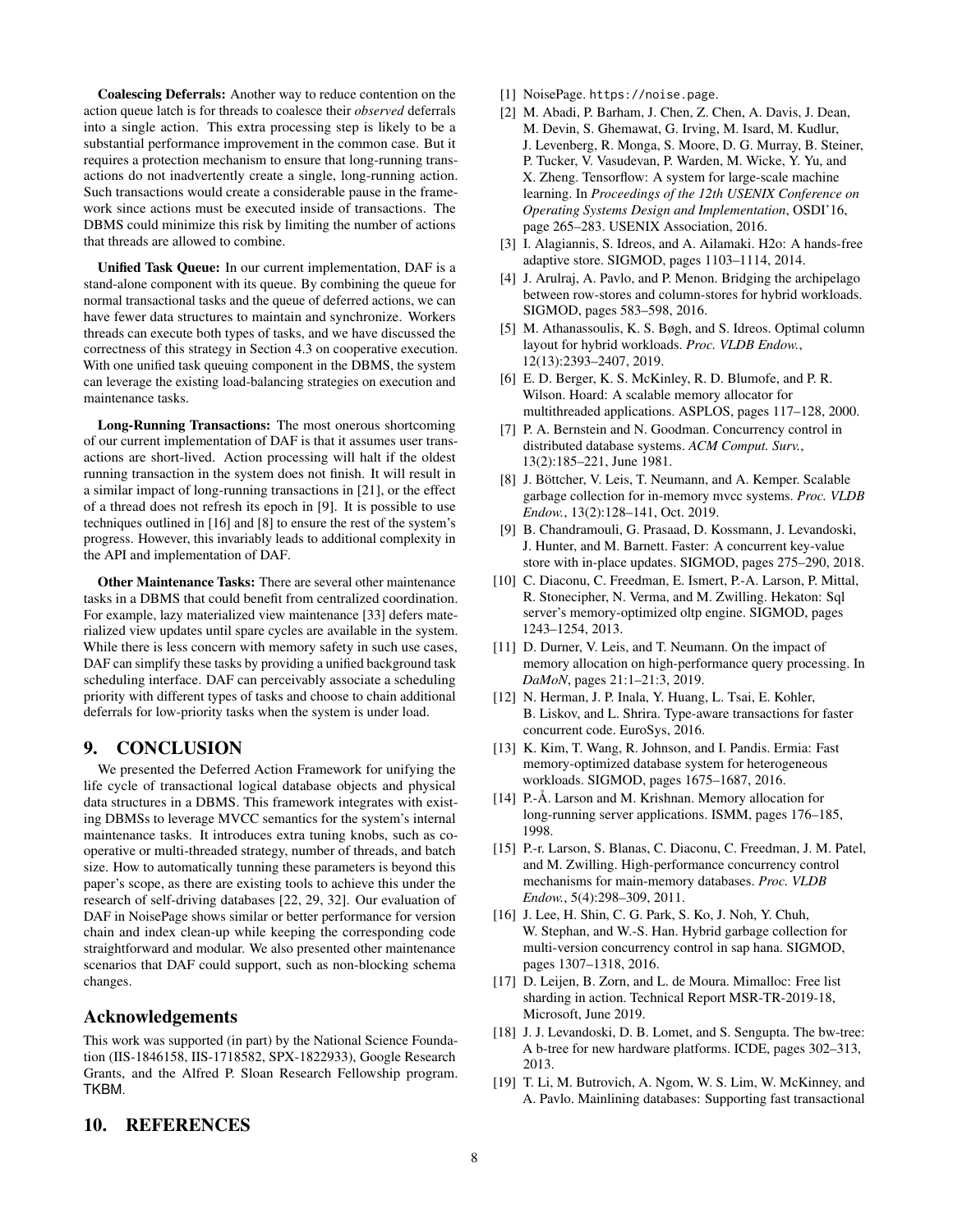**Coalescing Deferrals:** Another way to reduce contention on the action queue latch is for threads to coalesce their *observed* deferrals into a single action. This extra processing step is likely to be a substantial performance improvement in the common case. But it requires a protection mechanism to ensure that long-running transactions do not inadvertently create a single, long-running action. Such transactions would create a considerable pause in the framework since actions must be executed inside of transactions. The DBMS could minimize this risk by limiting the number of actions that threads are allowed to combine.

**Unified Task Queue:** In our current implementation, DAF is a stand-alone component with its queue. By combining the queue for normal transactional tasks and the queue of deferred actions, we can have fewer data structures to maintain and synchronize. Workers threads can execute both types of tasks, and we have discussed the correctness of this strategy in Section 4.3 on cooperative execution. With one unified task queuing component in the DBMS, the system can leverage the existing load-balancing strategies on execution and maintenance tasks.

**Long-Running Transactions:** The most onerous shortcoming of our current implementation of DAF is that it assumes user transactions are short-lived. Action processing will halt if the oldest running transaction in the system does not finish. It will result in a similar impact of long-running transactions in [21], or the effect of a thread does not refresh its epoch in [9]. It is possible to use techniques outlined in [16] and [8] to ensure the rest of the system's progress. However, this invariably leads to additional complexity in the API and implementation of DAF.

**Other Maintenance Tasks:** There are several other maintenance tasks in a DBMS that could benefit from centralized coordination. For example, lazy materialized view maintenance [33] defers materialized view updates until spare cycles are available in the system. While there is less concern with memory safety in such use cases, DAF can simplify these tasks by providing a unified background task scheduling interface. DAF can perceivably associate a scheduling priority with different types of tasks and choose to chain additional deferrals for low-priority tasks when the system is under load.

# 9. CONCLUSION

We presented the Deferred Action Framework for unifying the life cycle of transactional logical database objects and physical data structures in a DBMS. This framework integrates with existing DBMSs to leverage MVCC semantics for the system's internal maintenance tasks. It introduces extra tuning knobs, such as cooperative or multi-threaded strategy, number of threads, and batch size. How to automatically tunning these parameters is beyond this paper's scope, as there are existing tools to achieve this under the research of self-driving databases [22, 29, 32]. Our evaluation of DAF in NoisePage shows similar or better performance for version chain and index clean-up while keeping the corresponding code straightforward and modular. We also presented other maintenance scenarios that DAF could support, such as non-blocking schema changes.

## Acknowledgements

This work was supported (in part) by the National Science Foundation (IIS-1846158, IIS-1718582, SPX-1822933), Google Research Grants, and the Alfred P. Sloan Research Fellowship program. TKBM.

# 10. REFERENCES

[1] NoisePage. https://noise.page.

[2] M. Abadi, P. Barham, J. Chen, Z. Chen, A. Davis, J. Dean, M. Devin, S. Ghemawat, G. Irving, M. Isard, M. Kudlur, J. Levenberg, R. Monga, S. Moore, D. G. Murray, B. Steiner, P. Tucker, V. Vasudevan, P. Warden, M. Wicke, Y. Yu, and X. Zheng. Tensorflow: A system for large-scale machine learning. In *Proceedings of the 12th USENIX Conference on Operating Systems Design and Implementation*, OSDI'16, page 265–283. USENIX Association, 2016.

[3] I. Alagiannis, S. Idreos, and A. Ailamaki. H2o: A hands-free adaptive store. SIGMOD, pages 1103–1114, 2014.

[4] J. Arulraj, A. Pavlo, and P. Menon. Bridging the archipelago between row-stores and column-stores for hybrid workloads. SIGMOD, pages 583–598, 2016.

[5] M. Athanassoulis, K. S. Bøgh, and S. Idreos. Optimal column layout for hybrid workloads. *Proc. VLDB Endow.*, 12(13):2393–2407, 2019.

[6] E. D. Berger, K. S. McKinley, R. D. Blumofe, and P. R. Wilson. Hoard: A scalable memory allocator for multithreaded applications. ASPLOS, pages 117–128, 2000.

[7] P. A. Bernstein and N. Goodman. Concurrency control in distributed database systems. *ACM Comput. Surv.*, 13(2):185–221, June 1981.

[8] J. Böttcher, V. Leis, T. Neumann, and A. Kemper. Scalable garbage collection for in-memory mvcc systems. *Proc. VLDB Endow.*, 13(2):128–141, Oct. 2019.

[9] B. Chandramouli, G. Prasaad, D. Kossmann, J. Levandoski, J. Hunter, and M. Barnett. Faster: A concurrent key-value store with in-place updates. SIGMOD, pages 275–290, 2018.

[10] C. Diaconu, C. Freedman, E. Ismert, P.-A. Larson, P. Mittal, R. Stonecipher, N. Verma, and M. Zwilling. Hekaton: Sql server's memory-optimized oltp engine. SIGMOD, pages 1243–1254, 2013.

[11] D. Durner, V. Leis, and T. Neumann. On the impact of memory allocation on high-performance query processing. In *DaMoN*, pages 21:1–21:3, 2019.

[12] N. Herman, J. P. Inala, Y. Huang, L. Tsai, E. Kohler, B. Liskov, and L. Shrira. Type-aware transactions for faster concurrent code. EuroSys, 2016.

[13] K. Kim, T. Wang, R. Johnson, and I. Pandis. Ermia: Fast memory-optimized database system for heterogeneous workloads. SIGMOD, pages 1675–1687, 2016.

[14] P.-Å. Larson and M. Krishnan. Memory allocation for long-running server applications. ISMM, pages 176–185, 1998.

[15] P.-r. Larson, S. Blanas, C. Diaconu, C. Freedman, J. M. Patel, and M. Zwilling. High-performance concurrency control mechanisms for main-memory databases. *Proc. VLDB Endow.*, 5(4):298–309, 2011.

[16] J. Lee, H. Shin, C. G. Park, S. Ko, J. Noh, Y. Chuh, W. Stephan, and W.-S. Han. Hybrid garbage collection for multi-version concurrency control in sap hana. SIGMOD, pages 1307–1318, 2016.

[17] D. Leijen, B. Zorn, and L. de Moura. Mimalloc: Free list sharding in action. Technical Report MSR-TR-2019-18, Microsoft, June 2019.

[18] J. J. Levandoski, D. B. Lomet, and S. Sengupta. The bw-tree: A b-tree for new hardware platforms. ICDE, pages 302–313, 2013.

[19] T. Li, M. Butrovich, A. Ngom, W. S. Lim, W. McKinney, and A. Pavlo. Mainlining databases: Supporting fast transactional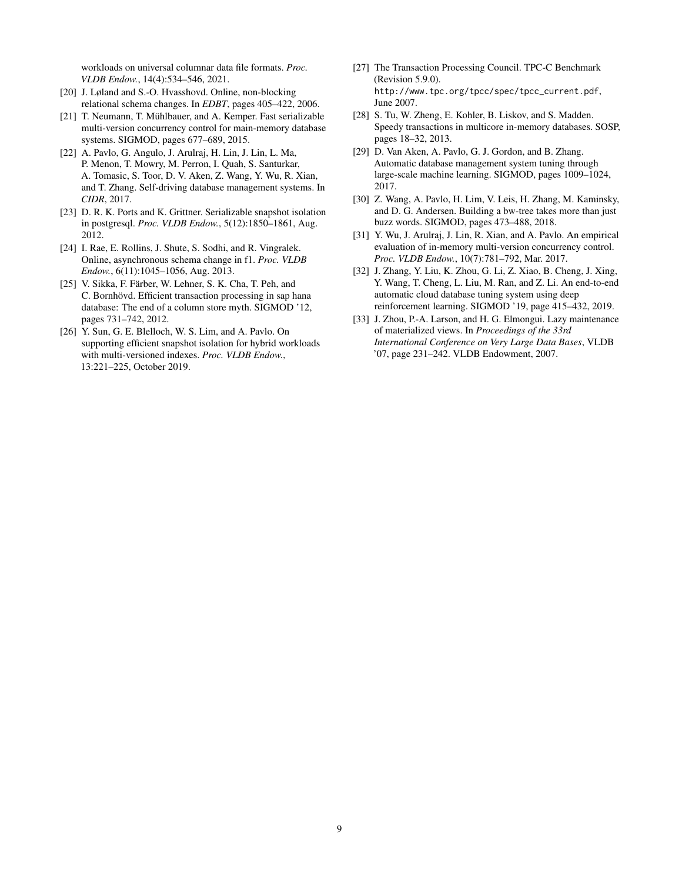workloads on universal columnar data file formats. *Proc. VLDB Endow.*, 14(4):534–546, 2021.

[20] J. Løland and S.-O. Hvasshovd. Online, non-blocking relational schema changes. In *EDBT*, pages 405–422, 2006.

[21] T. Neumann, T. Mühlbauer, and A. Kemper. Fast serializable multi-version concurrency control for main-memory database systems. SIGMOD, pages 677–689, 2015.

[22] A. Pavlo, G. Angulo, J. Arulraj, H. Lin, J. Lin, L. Ma, P. Menon, T. Mowry, M. Perron, I. Quah, S. Santurkar, A. Tomasic, S. Toor, D. V. Aken, Z. Wang, Y. Wu, R. Xian, and T. Zhang. Self-driving database management systems. In *CIDR*, 2017.

[23] D. R. K. Ports and K. Grittner. Serializable snapshot isolation in postgresql. *Proc. VLDB Endow.*, 5(12):1850–1861, Aug. 2012.

[24] I. Rae, E. Rollins, J. Shute, S. Sodhi, and R. Vingralek. Online, asynchronous schema change in f1. *Proc. VLDB Endow.*, 6(11):1045–1056, Aug. 2013.

[25] V. Sikka, F. Färber, W. Lehner, S. K. Cha, T. Peh, and C. Bornhövd. Efficient transaction processing in sap hana database: The end of a column store myth. SIGMOD '12, pages 731–742, 2012.

[26] Y. Sun, G. E. Blelloch, W. S. Lim, and A. Pavlo. On supporting efficient snapshot isolation for hybrid workloads with multi-versioned indexes. *Proc. VLDB Endow.*, 13:221–225, October 2019.

[27] The Transaction Processing Council. TPC-C Benchmark (Revision 5.9.0). http://www.tpc.org/tpcc/spec/tpcc_current.pdf, June 2007.

[28] S. Tu, W. Zheng, E. Kohler, B. Liskov, and S. Madden. Speedy transactions in multicore in-memory databases. SOSP, pages 18–32, 2013.

[29] D. Van Aken, A. Pavlo, G. J. Gordon, and B. Zhang. Automatic database management system tuning through large-scale machine learning. SIGMOD, pages 1009–1024, 2017.

[30] Z. Wang, A. Pavlo, H. Lim, V. Leis, H. Zhang, M. Kaminsky, and D. G. Andersen. Building a bw-tree takes more than just buzz words. SIGMOD, pages 473–488, 2018.

[31] Y. Wu, J. Arulraj, J. Lin, R. Xian, and A. Pavlo. An empirical evaluation of in-memory multi-version concurrency control. *Proc. VLDB Endow.*, 10(7):781–792, Mar. 2017.

[32] J. Zhang, Y. Liu, K. Zhou, G. Li, Z. Xiao, B. Cheng, J. Xing, Y. Wang, T. Cheng, L. Liu, M. Ran, and Z. Li. An end-to-end automatic cloud database tuning system using deep reinforcement learning. SIGMOD '19, page 415–432, 2019.

[33] J. Zhou, P.-A. Larson, and H. G. Elmongui. Lazy maintenance of materialized views. In *Proceedings of the 33rd International Conference on Very Large Data Bases*, VLDB '07, page 231–242. VLDB Endowment, 2007.